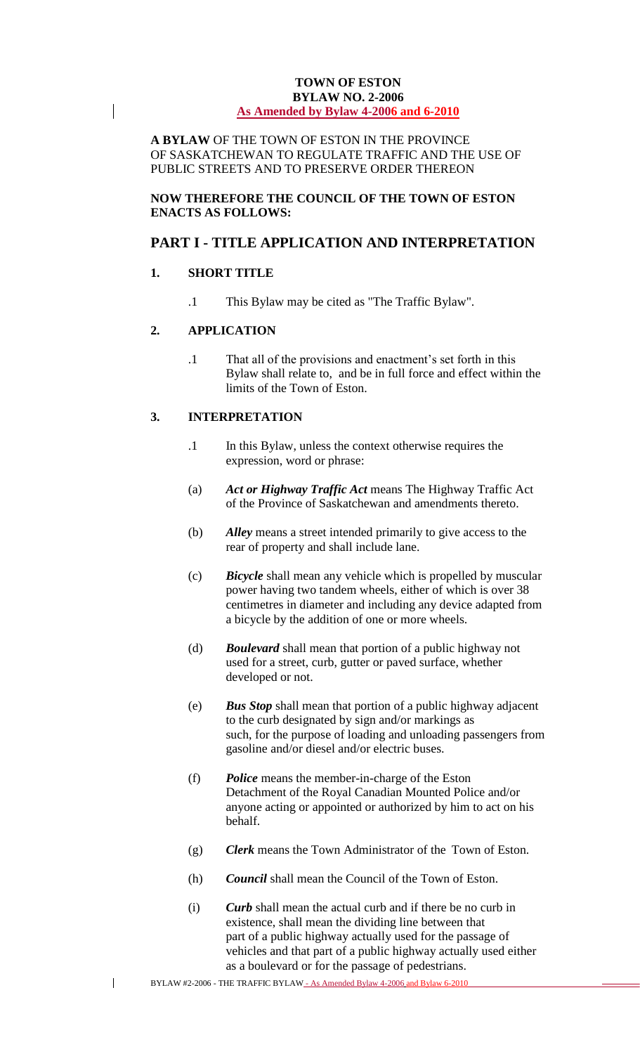**TOWN OF ESTON**
**BYLAW NO. 2-2006**
**As Amended by Bylaw 4-2006 and 6-2010**

**A BYLAW** OF THE TOWN OF ESTON IN THE PROVINCE OF SASKATCHEWAN TO REGULATE TRAFFIC AND THE USE OF PUBLIC STREETS AND TO PRESERVE ORDER THEREON

**NOW THEREFORE THE COUNCIL OF THE TOWN OF ESTON ENACTS AS FOLLOWS:**

# PART I - TITLE APPLICATION AND INTERPRETATION

## 1. SHORT TITLE

.1 This Bylaw may be cited as "The Traffic Bylaw".

## 2. APPLICATION

.1 That all of the provisions and enactment's set forth in this Bylaw shall relate to, and be in full force and effect within the limits of the Town of Eston.

## 3. INTERPRETATION

.1 In this Bylaw, unless the context otherwise requires the expression, word or phrase:

(a) ***Act or Highway Traffic Act*** means The Highway Traffic Act of the Province of Saskatchewan and amendments thereto.

(b) ***Alley*** means a street intended primarily to give access to the rear of property and shall include lane.

(c) ***Bicycle*** shall mean any vehicle which is propelled by muscular power having two tandem wheels, either of which is over 38 centimetres in diameter and including any device adapted from a bicycle by the addition of one or more wheels.

(d) ***Boulevard*** shall mean that portion of a public highway not used for a street, curb, gutter or paved surface, whether developed or not.

(e) ***Bus Stop*** shall mean that portion of a public highway adjacent to the curb designated by sign and/or markings as such, for the purpose of loading and unloading passengers from gasoline and/or diesel and/or electric buses.

(f) ***Police*** means the member-in-charge of the Eston Detachment of the Royal Canadian Mounted Police and/or anyone acting or appointed or authorized by him to act on his behalf.

(g) ***Clerk*** means the Town Administrator of the Town of Eston.

(h) ***Council*** shall mean the Council of the Town of Eston.

(i) ***Curb*** shall mean the actual curb and if there be no curb in existence, shall mean the dividing line between that part of a public highway actually used for the passage of vehicles and that part of a public highway actually used either as a boulevard or for the passage of pedestrians.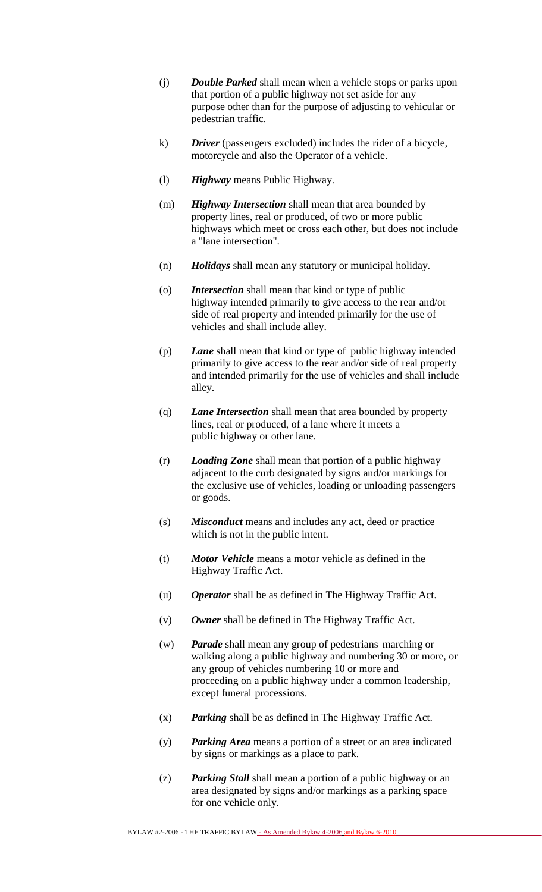(j) ***Double Parked*** shall mean when a vehicle stops or parks upon that portion of a public highway not set aside for any purpose other than for the purpose of adjusting to vehicular or pedestrian traffic.

k) ***Driver*** (passengers excluded) includes the rider of a bicycle, motorcycle and also the Operator of a vehicle.

(l) ***Highway*** means Public Highway.

(m) ***Highway Intersection*** shall mean that area bounded by property lines, real or produced, of two or more public highways which meet or cross each other, but does not include a "lane intersection".

(n) ***Holidays*** shall mean any statutory or municipal holiday.

(o) ***Intersection*** shall mean that kind or type of public highway intended primarily to give access to the rear and/or side of real property and intended primarily for the use of vehicles and shall include alley.

(p) ***Lane*** shall mean that kind or type of public highway intended primarily to give access to the rear and/or side of real property and intended primarily for the use of vehicles and shall include alley.

(q) ***Lane Intersection*** shall mean that area bounded by property lines, real or produced, of a lane where it meets a public highway or other lane.

(r) ***Loading Zone*** shall mean that portion of a public highway adjacent to the curb designated by signs and/or markings for the exclusive use of vehicles, loading or unloading passengers or goods.

(s) ***Misconduct*** means and includes any act, deed or practice which is not in the public intent.

(t) ***Motor Vehicle*** means a motor vehicle as defined in the Highway Traffic Act.

(u) ***Operator*** shall be as defined in The Highway Traffic Act.

(v) ***Owner*** shall be defined in The Highway Traffic Act.

(w) ***Parade*** shall mean any group of pedestrians marching or walking along a public highway and numbering 30 or more, or any group of vehicles numbering 10 or more and proceeding on a public highway under a common leadership, except funeral processions.

(x) ***Parking*** shall be as defined in The Highway Traffic Act.

(y) ***Parking Area*** means a portion of a street or an area indicated by signs or markings as a place to park.

(z) ***Parking Stall*** shall mean a portion of a public highway or an area designated by signs and/or markings as a parking space for one vehicle only.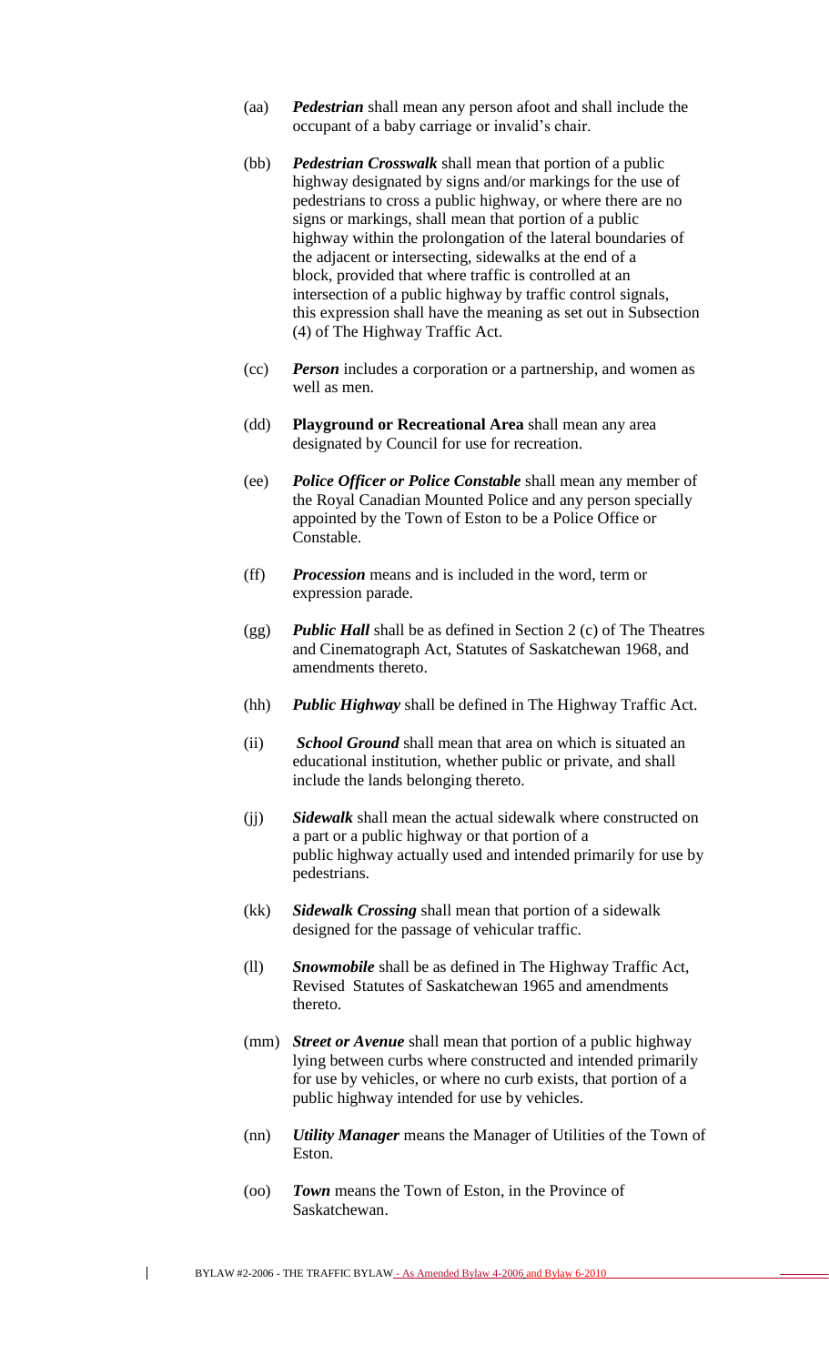(aa) ***Pedestrian*** shall mean any person afoot and shall include the occupant of a baby carriage or invalid's chair.

(bb) ***Pedestrian Crosswalk*** shall mean that portion of a public highway designated by signs and/or markings for the use of pedestrians to cross a public highway, or where there are no signs or markings, shall mean that portion of a public highway within the prolongation of the lateral boundaries of the adjacent or intersecting, sidewalks at the end of a block, provided that where traffic is controlled at an intersection of a public highway by traffic control signals, this expression shall have the meaning as set out in Subsection (4) of The Highway Traffic Act.

(cc) ***Person*** includes a corporation or a partnership, and women as well as men.

(dd) **Playground or Recreational Area** shall mean any area designated by Council for use for recreation.

(ee) ***Police Officer or Police Constable*** shall mean any member of the Royal Canadian Mounted Police and any person specially appointed by the Town of Eston to be a Police Office or Constable.

(ff) ***Procession*** means and is included in the word, term or expression parade.

(gg) ***Public Hall*** shall be as defined in Section 2 (c) of The Theatres and Cinematograph Act, Statutes of Saskatchewan 1968, and amendments thereto.

(hh) ***Public Highway*** shall be defined in The Highway Traffic Act.

(ii) ***School Ground*** shall mean that area on which is situated an educational institution, whether public or private, and shall include the lands belonging thereto.

(jj) ***Sidewalk*** shall mean the actual sidewalk where constructed on a part or a public highway or that portion of a public highway actually used and intended primarily for use by pedestrians.

(kk) ***Sidewalk Crossing*** shall mean that portion of a sidewalk designed for the passage of vehicular traffic.

(ll) ***Snowmobile*** shall be as defined in The Highway Traffic Act, Revised Statutes of Saskatchewan 1965 and amendments thereto.

(mm) ***Street or Avenue*** shall mean that portion of a public highway lying between curbs where constructed and intended primarily for use by vehicles, or where no curb exists, that portion of a public highway intended for use by vehicles.

(nn) ***Utility Manager*** means the Manager of Utilities of the Town of Eston.

(oo) ***Town*** means the Town of Eston, in the Province of Saskatchewan.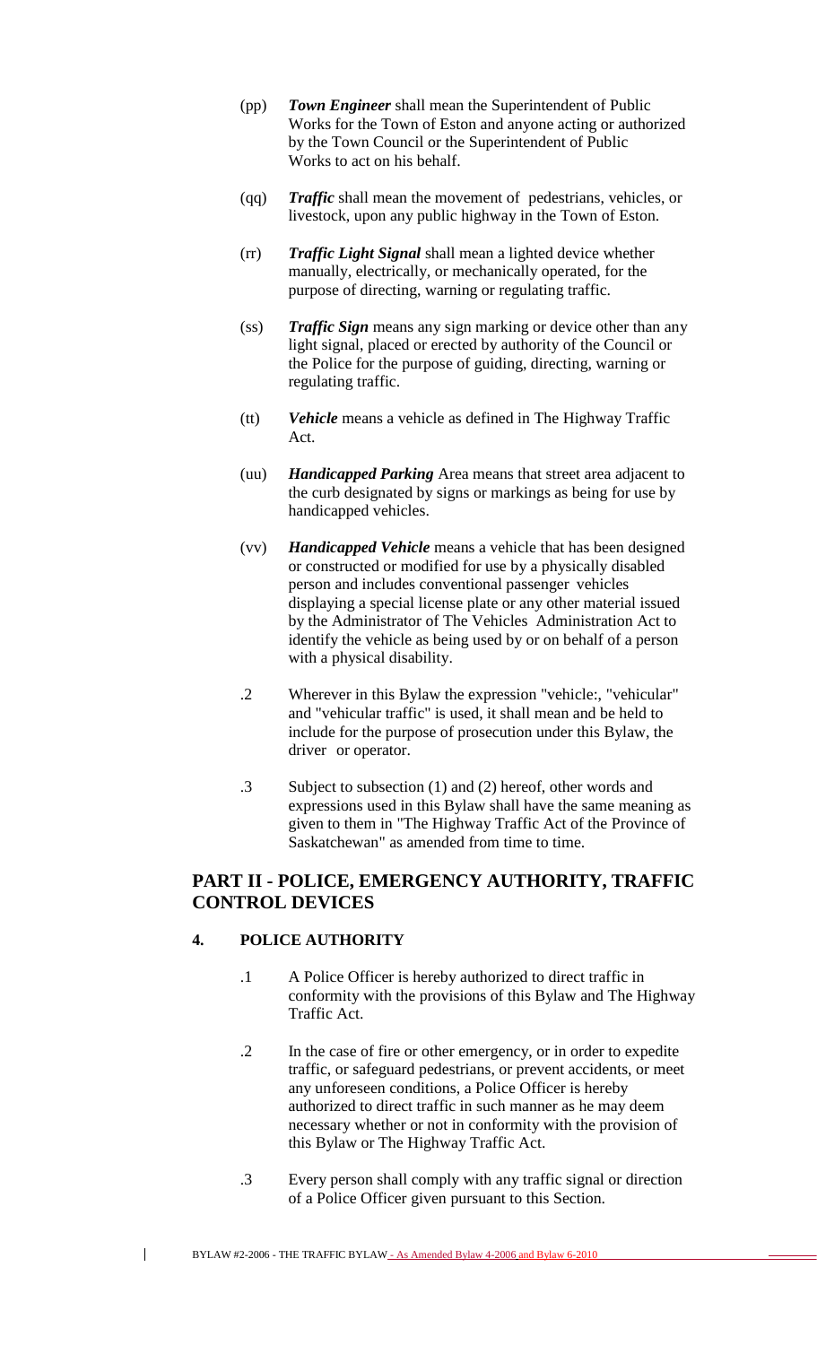(pp) ***Town Engineer*** shall mean the Superintendent of Public Works for the Town of Eston and anyone acting or authorized by the Town Council or the Superintendent of Public Works to act on his behalf.

(qq) ***Traffic*** shall mean the movement of pedestrians, vehicles, or livestock, upon any public highway in the Town of Eston.

(rr) ***Traffic Light Signal*** shall mean a lighted device whether manually, electrically, or mechanically operated, for the purpose of directing, warning or regulating traffic.

(ss) ***Traffic Sign*** means any sign marking or device other than any light signal, placed or erected by authority of the Council or the Police for the purpose of guiding, directing, warning or regulating traffic.

(tt) ***Vehicle*** means a vehicle as defined in The Highway Traffic Act.

(uu) ***Handicapped Parking*** Area means that street area adjacent to the curb designated by signs or markings as being for use by handicapped vehicles.

(vv) ***Handicapped Vehicle*** means a vehicle that has been designed or constructed or modified for use by a physically disabled person and includes conventional passenger vehicles displaying a special license plate or any other material issued by the Administrator of The Vehicles Administration Act to identify the vehicle as being used by or on behalf of a person with a physical disability.

.2 Wherever in this Bylaw the expression "vehicle:, "vehicular" and "vehicular traffic" is used, it shall mean and be held to include for the purpose of prosecution under this Bylaw, the driver or operator.

.3 Subject to subsection (1) and (2) hereof, other words and expressions used in this Bylaw shall have the same meaning as given to them in "The Highway Traffic Act of the Province of Saskatchewan" as amended from time to time.

## PART II - POLICE, EMERGENCY AUTHORITY, TRAFFIC CONTROL DEVICES

### 4. POLICE AUTHORITY

.1 A Police Officer is hereby authorized to direct traffic in conformity with the provisions of this Bylaw and The Highway Traffic Act.

.2 In the case of fire or other emergency, or in order to expedite traffic, or safeguard pedestrians, or prevent accidents, or meet any unforeseen conditions, a Police Officer is hereby authorized to direct traffic in such manner as he may deem necessary whether or not in conformity with the provision of this Bylaw or The Highway Traffic Act.

.3 Every person shall comply with any traffic signal or direction of a Police Officer given pursuant to this Section.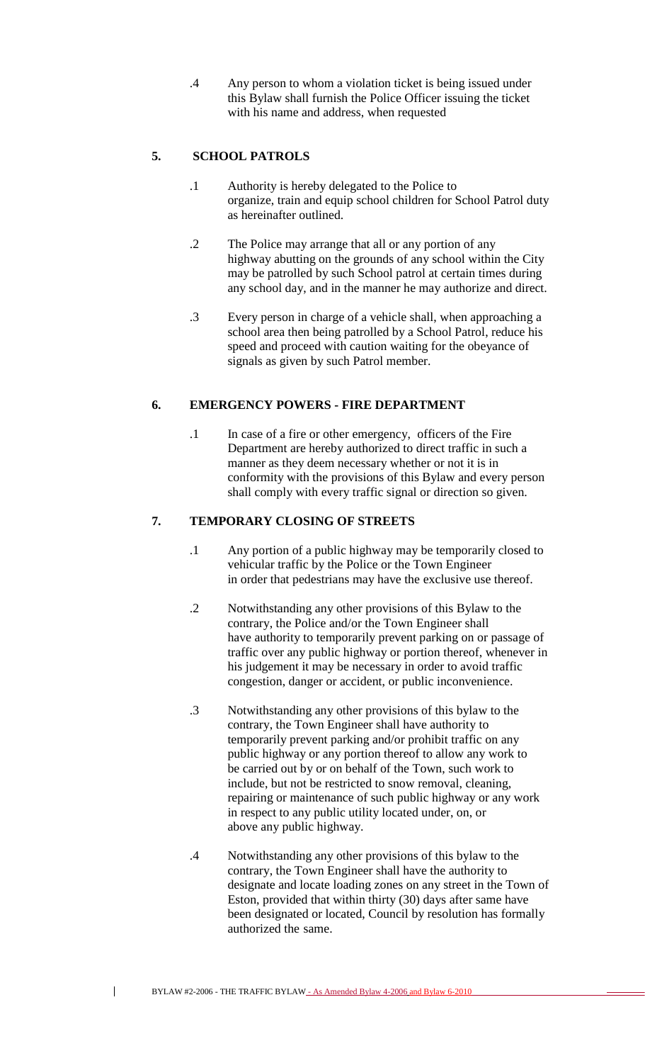.4 Any person to whom a violation ticket is being issued under this Bylaw shall furnish the Police Officer issuing the ticket with his name and address, when requested

## 5. SCHOOL PATROLS

.1 Authority is hereby delegated to the Police to organize, train and equip school children for School Patrol duty as hereinafter outlined.

.2 The Police may arrange that all or any portion of any highway abutting on the grounds of any school within the City may be patrolled by such School patrol at certain times during any school day, and in the manner he may authorize and direct.

.3 Every person in charge of a vehicle shall, when approaching a school area then being patrolled by a School Patrol, reduce his speed and proceed with caution waiting for the obeyance of signals as given by such Patrol member.

## 6. EMERGENCY POWERS - FIRE DEPARTMENT

.1 In case of a fire or other emergency, officers of the Fire Department are hereby authorized to direct traffic in such a manner as they deem necessary whether or not it is in conformity with the provisions of this Bylaw and every person shall comply with every traffic signal or direction so given.

## 7. TEMPORARY CLOSING OF STREETS

.1 Any portion of a public highway may be temporarily closed to vehicular traffic by the Police or the Town Engineer in order that pedestrians may have the exclusive use thereof.

.2 Notwithstanding any other provisions of this Bylaw to the contrary, the Police and/or the Town Engineer shall have authority to temporarily prevent parking on or passage of traffic over any public highway or portion thereof, whenever in his judgement it may be necessary in order to avoid traffic congestion, danger or accident, or public inconvenience.

.3 Notwithstanding any other provisions of this bylaw to the contrary, the Town Engineer shall have authority to temporarily prevent parking and/or prohibit traffic on any public highway or any portion thereof to allow any work to be carried out by or on behalf of the Town, such work to include, but not be restricted to snow removal, cleaning, repairing or maintenance of such public highway or any work in respect to any public utility located under, on, or above any public highway.

.4 Notwithstanding any other provisions of this bylaw to the contrary, the Town Engineer shall have the authority to designate and locate loading zones on any street in the Town of Eston, provided that within thirty (30) days after same have been designated or located, Council by resolution has formally authorized the same.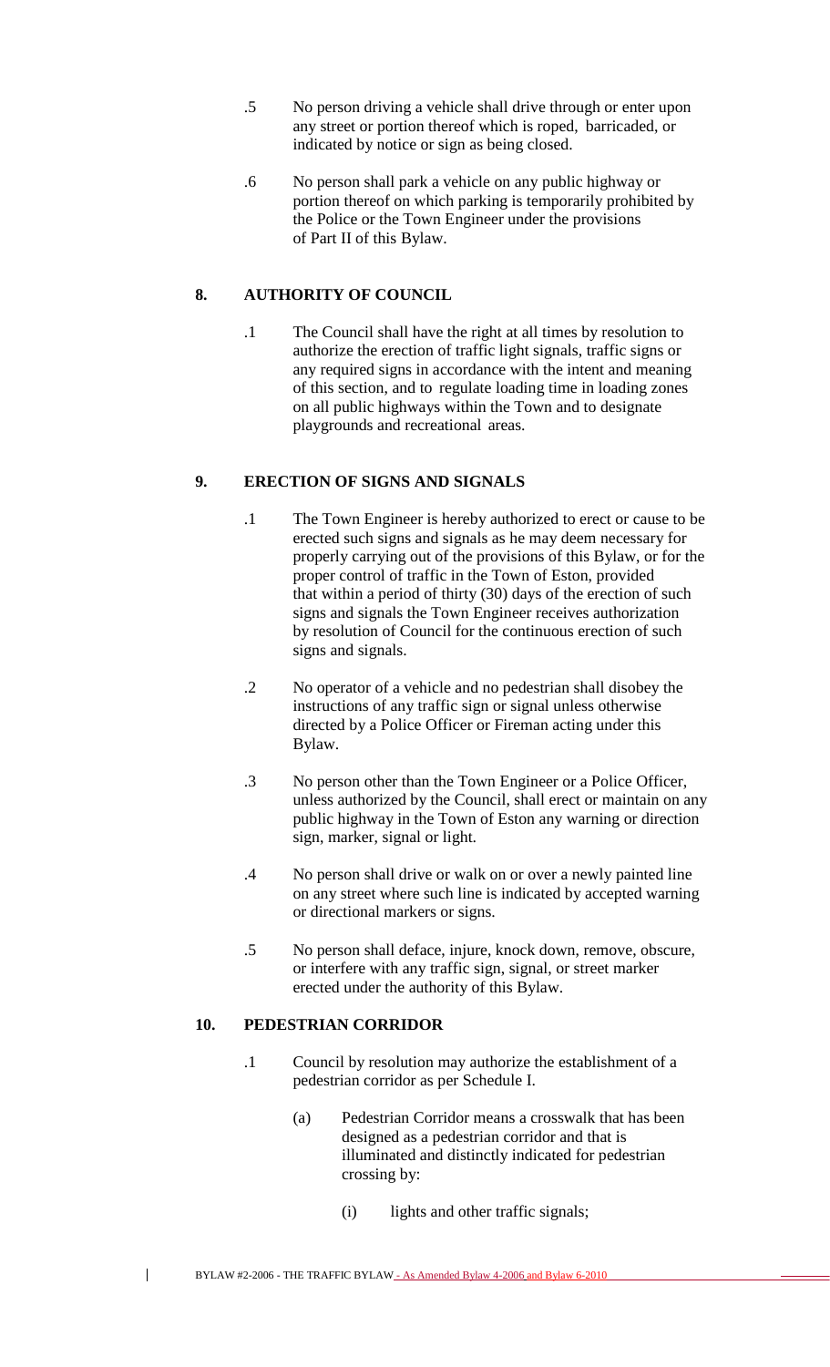.5 No person driving a vehicle shall drive through or enter upon any street or portion thereof which is roped, barricaded, or indicated by notice or sign as being closed.

.6 No person shall park a vehicle on any public highway or portion thereof on which parking is temporarily prohibited by the Police or the Town Engineer under the provisions of Part II of this Bylaw.

## 8. AUTHORITY OF COUNCIL

.1 The Council shall have the right at all times by resolution to authorize the erection of traffic light signals, traffic signs or any required signs in accordance with the intent and meaning of this section, and to regulate loading time in loading zones on all public highways within the Town and to designate playgrounds and recreational areas.

## 9. ERECTION OF SIGNS AND SIGNALS

.1 The Town Engineer is hereby authorized to erect or cause to be erected such signs and signals as he may deem necessary for properly carrying out of the provisions of this Bylaw, or for the proper control of traffic in the Town of Eston, provided that within a period of thirty (30) days of the erection of such signs and signals the Town Engineer receives authorization by resolution of Council for the continuous erection of such signs and signals.

.2 No operator of a vehicle and no pedestrian shall disobey the instructions of any traffic sign or signal unless otherwise directed by a Police Officer or Fireman acting under this Bylaw.

.3 No person other than the Town Engineer or a Police Officer, unless authorized by the Council, shall erect or maintain on any public highway in the Town of Eston any warning or direction sign, marker, signal or light.

.4 No person shall drive or walk on or over a newly painted line on any street where such line is indicated by accepted warning or directional markers or signs.

.5 No person shall deface, injure, knock down, remove, obscure, or interfere with any traffic sign, signal, or street marker erected under the authority of this Bylaw.

## 10. PEDESTRIAN CORRIDOR

.1 Council by resolution may authorize the establishment of a pedestrian corridor as per Schedule I.

(a) Pedestrian Corridor means a crosswalk that has been designed as a pedestrian corridor and that is illuminated and distinctly indicated for pedestrian crossing by:

(i) lights and other traffic signals;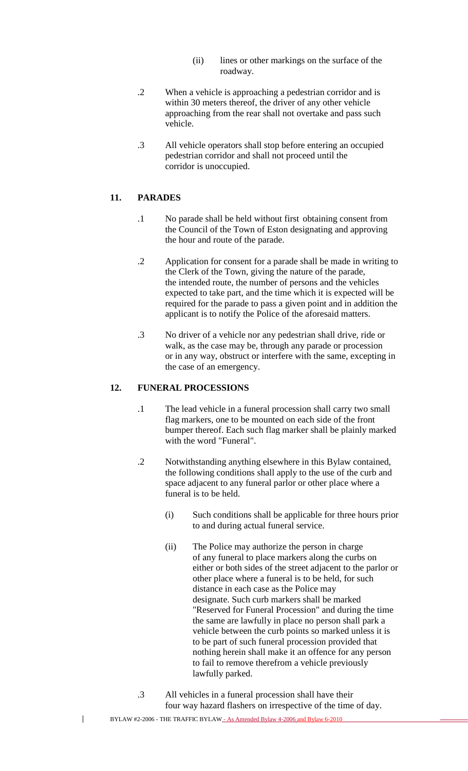(ii) lines or other markings on the surface of the roadway.

.2 When a vehicle is approaching a pedestrian corridor and is within 30 meters thereof, the driver of any other vehicle approaching from the rear shall not overtake and pass such vehicle.

.3 All vehicle operators shall stop before entering an occupied pedestrian corridor and shall not proceed until the corridor is unoccupied.

## 11. PARADES

.1 No parade shall be held without first obtaining consent from the Council of the Town of Eston designating and approving the hour and route of the parade.

.2 Application for consent for a parade shall be made in writing to the Clerk of the Town, giving the nature of the parade, the intended route, the number of persons and the vehicles expected to take part, and the time which it is expected will be required for the parade to pass a given point and in addition the applicant is to notify the Police of the aforesaid matters.

.3 No driver of a vehicle nor any pedestrian shall drive, ride or walk, as the case may be, through any parade or procession or in any way, obstruct or interfere with the same, excepting in the case of an emergency.

## 12. FUNERAL PROCESSIONS

.1 The lead vehicle in a funeral procession shall carry two small flag markers, one to be mounted on each side of the front bumper thereof. Each such flag marker shall be plainly marked with the word "Funeral".

.2 Notwithstanding anything elsewhere in this Bylaw contained, the following conditions shall apply to the use of the curb and space adjacent to any funeral parlor or other place where a funeral is to be held.

(i) Such conditions shall be applicable for three hours prior to and during actual funeral service.

(ii) The Police may authorize the person in charge of any funeral to place markers along the curbs on either or both sides of the street adjacent to the parlor or other place where a funeral is to be held, for such distance in each case as the Police may designate. Such curb markers shall be marked "Reserved for Funeral Procession" and during the time the same are lawfully in place no person shall park a vehicle between the curb points so marked unless it is to be part of such funeral procession provided that nothing herein shall make it an offence for any person to fail to remove therefrom a vehicle previously lawfully parked.

.3 All vehicles in a funeral procession shall have their four way hazard flashers on irrespective of the time of day.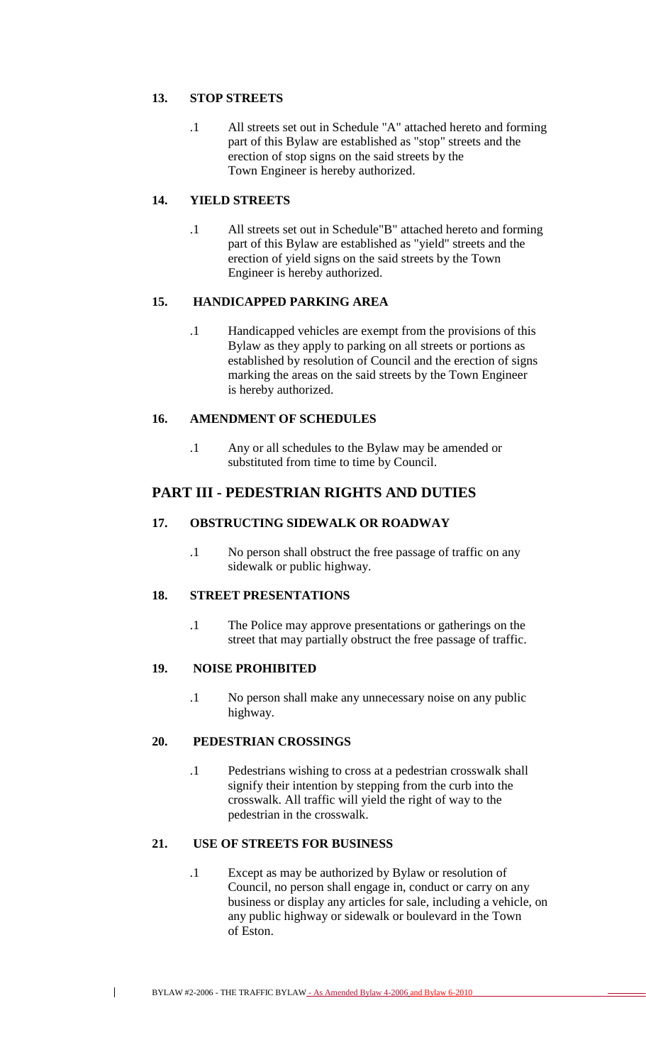### 13. STOP STREETS

.1 All streets set out in Schedule "A" attached hereto and forming part of this Bylaw are established as "stop" streets and the erection of stop signs on the said streets by the Town Engineer is hereby authorized.

### 14. YIELD STREETS

.1 All streets set out in Schedule"B" attached hereto and forming part of this Bylaw are established as "yield" streets and the erection of yield signs on the said streets by the Town Engineer is hereby authorized.

### 15. HANDICAPPED PARKING AREA

.1 Handicapped vehicles are exempt from the provisions of this Bylaw as they apply to parking on all streets or portions as established by resolution of Council and the erection of signs marking the areas on the said streets by the Town Engineer is hereby authorized.

### 16. AMENDMENT OF SCHEDULES

.1 Any or all schedules to the Bylaw may be amended or substituted from time to time by Council.

## PART III - PEDESTRIAN RIGHTS AND DUTIES

### 17. OBSTRUCTING SIDEWALK OR ROADWAY

.1 No person shall obstruct the free passage of traffic on any sidewalk or public highway.

### 18. STREET PRESENTATIONS

.1 The Police may approve presentations or gatherings on the street that may partially obstruct the free passage of traffic.

### 19. NOISE PROHIBITED

.1 No person shall make any unnecessary noise on any public highway.

### 20. PEDESTRIAN CROSSINGS

.1 Pedestrians wishing to cross at a pedestrian crosswalk shall signify their intention by stepping from the curb into the crosswalk. All traffic will yield the right of way to the pedestrian in the crosswalk.

### 21. USE OF STREETS FOR BUSINESS

.1 Except as may be authorized by Bylaw or resolution of Council, no person shall engage in, conduct or carry on any business or display any articles for sale, including a vehicle, on any public highway or sidewalk or boulevard in the Town of Eston.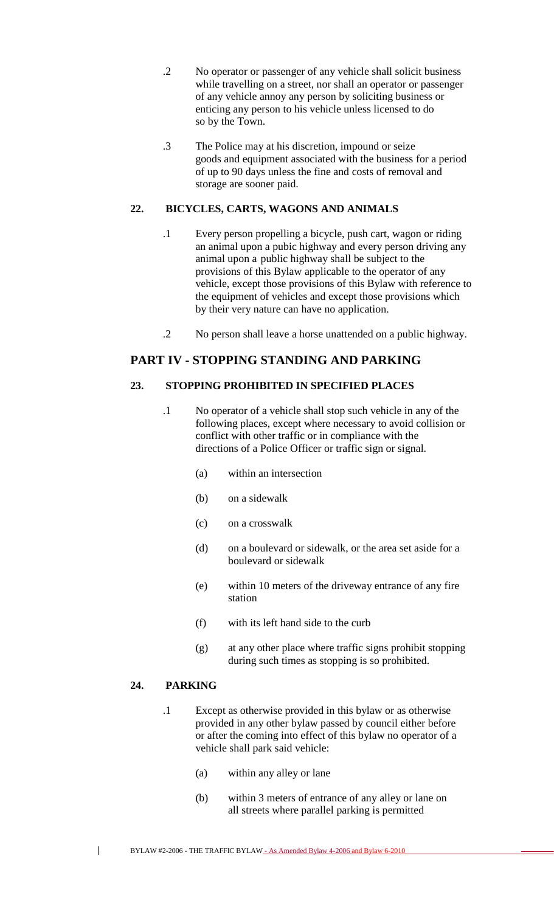.2 No operator or passenger of any vehicle shall solicit business while travelling on a street, nor shall an operator or passenger of any vehicle annoy any person by soliciting business or enticing any person to his vehicle unless licensed to do so by the Town.

.3 The Police may at his discretion, impound or seize goods and equipment associated with the business for a period of up to 90 days unless the fine and costs of removal and storage are sooner paid.

### 22. BICYCLES, CARTS, WAGONS AND ANIMALS

.1 Every person propelling a bicycle, push cart, wagon or riding an animal upon a pubic highway and every person driving any animal upon a public highway shall be subject to the provisions of this Bylaw applicable to the operator of any vehicle, except those provisions of this Bylaw with reference to the equipment of vehicles and except those provisions which by their very nature can have no application.

.2 No person shall leave a horse unattended on a public highway.

## PART IV - STOPPING STANDING AND PARKING

### 23. STOPPING PROHIBITED IN SPECIFIED PLACES

.1 No operator of a vehicle shall stop such vehicle in any of the following places, except where necessary to avoid collision or conflict with other traffic or in compliance with the directions of a Police Officer or traffic sign or signal.

- (a) within an intersection
- (b) on a sidewalk
- (c) on a crosswalk
- (d) on a boulevard or sidewalk, or the area set aside for a boulevard or sidewalk
- (e) within 10 meters of the driveway entrance of any fire station
- (f) with its left hand side to the curb
- (g) at any other place where traffic signs prohibit stopping during such times as stopping is so prohibited.

### 24. PARKING

.1 Except as otherwise provided in this bylaw or as otherwise provided in any other bylaw passed by council either before or after the coming into effect of this bylaw no operator of a vehicle shall park said vehicle:

- (a) within any alley or lane
- (b) within 3 meters of entrance of any alley or lane on all streets where parallel parking is permitted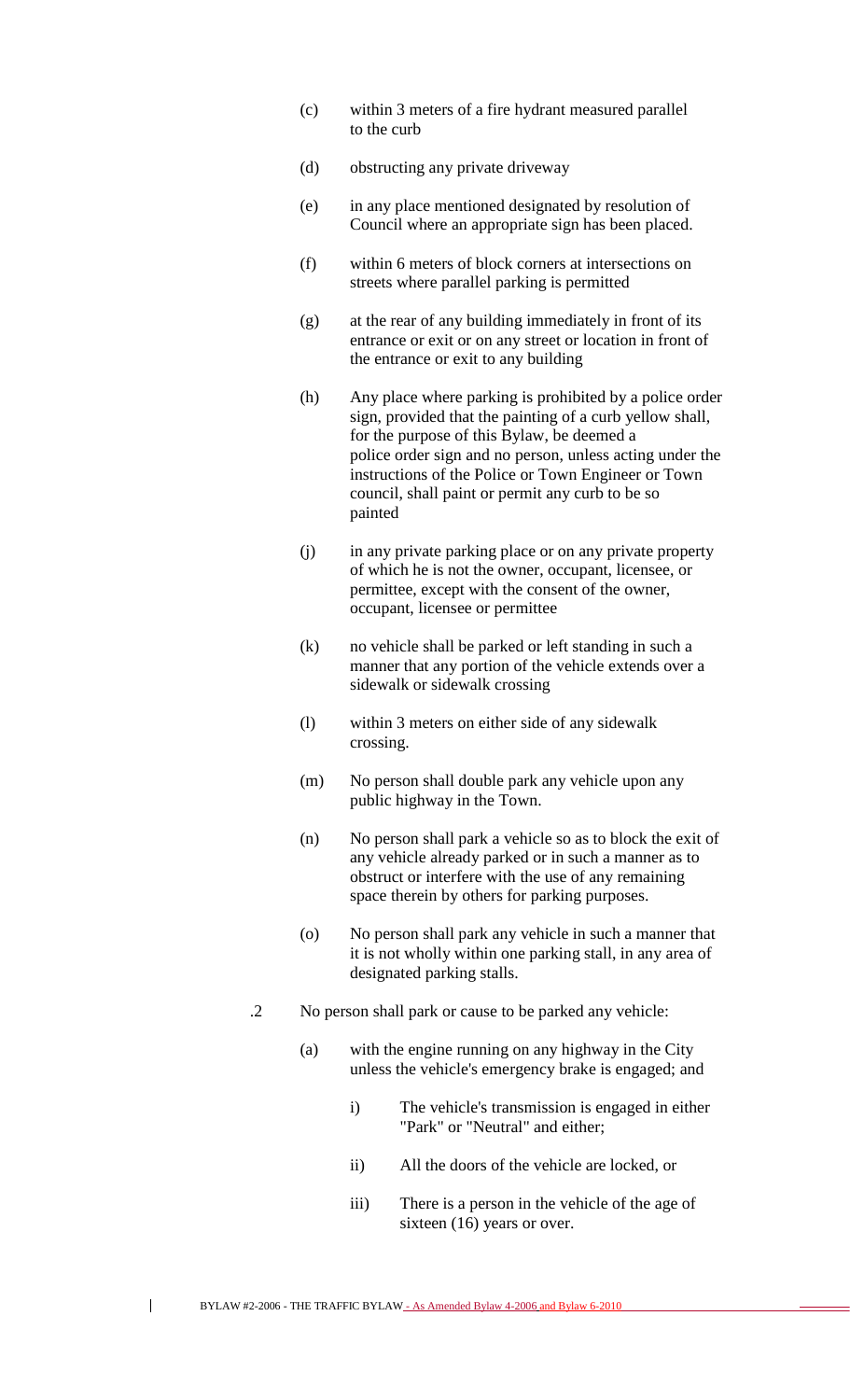(c) within 3 meters of a fire hydrant measured parallel to the curb

(d) obstructing any private driveway

(e) in any place mentioned designated by resolution of Council where an appropriate sign has been placed.

(f) within 6 meters of block corners at intersections on streets where parallel parking is permitted

(g) at the rear of any building immediately in front of its entrance or exit or on any street or location in front of the entrance or exit to any building

(h) Any place where parking is prohibited by a police order sign, provided that the painting of a curb yellow shall, for the purpose of this Bylaw, be deemed a police order sign and no person, unless acting under the instructions of the Police or Town Engineer or Town council, shall paint or permit any curb to be so painted

(j) in any private parking place or on any private property of which he is not the owner, occupant, licensee, or permittee, except with the consent of the owner, occupant, licensee or permittee

(k) no vehicle shall be parked or left standing in such a manner that any portion of the vehicle extends over a sidewalk or sidewalk crossing

(l) within 3 meters on either side of any sidewalk crossing.

(m) No person shall double park any vehicle upon any public highway in the Town.

(n) No person shall park a vehicle so as to block the exit of any vehicle already parked or in such a manner as to obstruct or interfere with the use of any remaining space therein by others for parking purposes.

(o) No person shall park any vehicle in such a manner that it is not wholly within one parking stall, in any area of designated parking stalls.

.2 No person shall park or cause to be parked any vehicle:

(a) with the engine running on any highway in the City unless the vehicle's emergency brake is engaged; and

i) The vehicle's transmission is engaged in either "Park" or "Neutral" and either;

ii) All the doors of the vehicle are locked, or

iii) There is a person in the vehicle of the age of sixteen (16) years or over.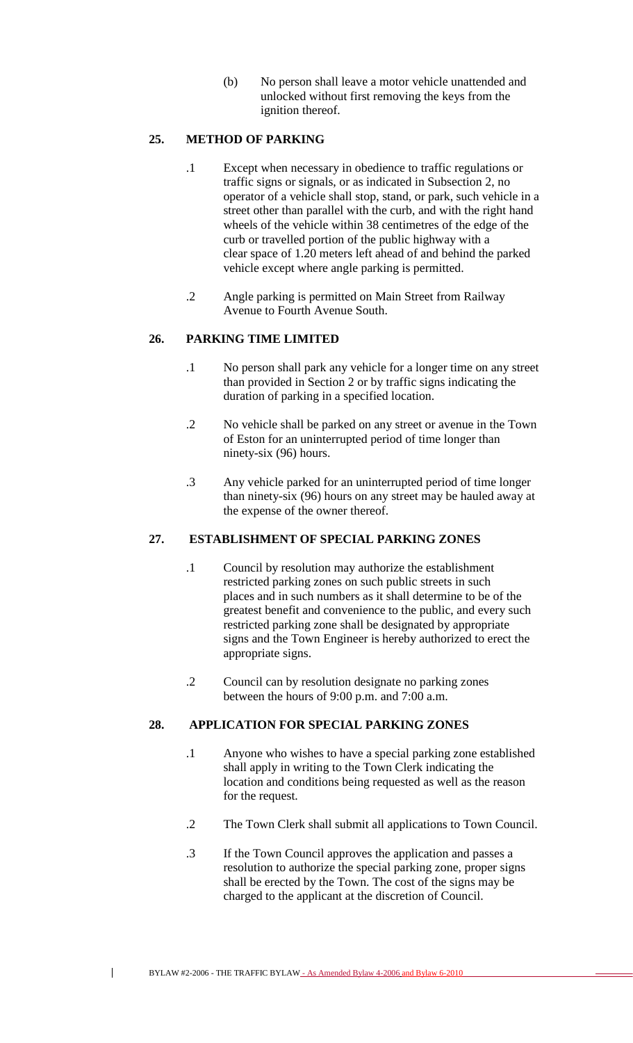(b) No person shall leave a motor vehicle unattended and unlocked without first removing the keys from the ignition thereof.

## 25. METHOD OF PARKING

.1 Except when necessary in obedience to traffic regulations or traffic signs or signals, or as indicated in Subsection 2, no operator of a vehicle shall stop, stand, or park, such vehicle in a street other than parallel with the curb, and with the right hand wheels of the vehicle within 38 centimetres of the edge of the curb or travelled portion of the public highway with a clear space of 1.20 meters left ahead of and behind the parked vehicle except where angle parking is permitted.

.2 Angle parking is permitted on Main Street from Railway Avenue to Fourth Avenue South.

## 26. PARKING TIME LIMITED

.1 No person shall park any vehicle for a longer time on any street than provided in Section 2 or by traffic signs indicating the duration of parking in a specified location.

.2 No vehicle shall be parked on any street or avenue in the Town of Eston for an uninterrupted period of time longer than ninety-six (96) hours.

.3 Any vehicle parked for an uninterrupted period of time longer than ninety-six (96) hours on any street may be hauled away at the expense of the owner thereof.

## 27. ESTABLISHMENT OF SPECIAL PARKING ZONES

.1 Council by resolution may authorize the establishment restricted parking zones on such public streets in such places and in such numbers as it shall determine to be of the greatest benefit and convenience to the public, and every such restricted parking zone shall be designated by appropriate signs and the Town Engineer is hereby authorized to erect the appropriate signs.

.2 Council can by resolution designate no parking zones between the hours of 9:00 p.m. and 7:00 a.m.

## 28. APPLICATION FOR SPECIAL PARKING ZONES

.1 Anyone who wishes to have a special parking zone established shall apply in writing to the Town Clerk indicating the location and conditions being requested as well as the reason for the request.

.2 The Town Clerk shall submit all applications to Town Council.

.3 If the Town Council approves the application and passes a resolution to authorize the special parking zone, proper signs shall be erected by the Town. The cost of the signs may be charged to the applicant at the discretion of Council.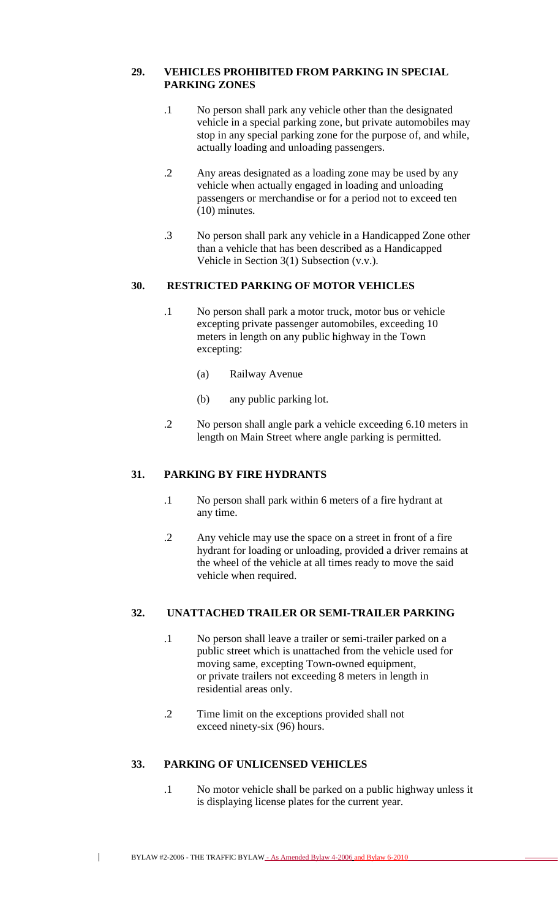## 29. VEHICLES PROHIBITED FROM PARKING IN SPECIAL PARKING ZONES

.1 No person shall park any vehicle other than the designated vehicle in a special parking zone, but private automobiles may stop in any special parking zone for the purpose of, and while, actually loading and unloading passengers.

.2 Any areas designated as a loading zone may be used by any vehicle when actually engaged in loading and unloading passengers or merchandise or for a period not to exceed ten (10) minutes.

.3 No person shall park any vehicle in a Handicapped Zone other than a vehicle that has been described as a Handicapped Vehicle in Section 3(1) Subsection (v.v.).

## 30. RESTRICTED PARKING OF MOTOR VEHICLES

.1 No person shall park a motor truck, motor bus or vehicle excepting private passenger automobiles, exceeding 10 meters in length on any public highway in the Town excepting:

(a) Railway Avenue

(b) any public parking lot.

.2 No person shall angle park a vehicle exceeding 6.10 meters in length on Main Street where angle parking is permitted.

## 31. PARKING BY FIRE HYDRANTS

.1 No person shall park within 6 meters of a fire hydrant at any time.

.2 Any vehicle may use the space on a street in front of a fire hydrant for loading or unloading, provided a driver remains at the wheel of the vehicle at all times ready to move the said vehicle when required.

## 32. UNATTACHED TRAILER OR SEMI-TRAILER PARKING

.1 No person shall leave a trailer or semi-trailer parked on a public street which is unattached from the vehicle used for moving same, excepting Town-owned equipment, or private trailers not exceeding 8 meters in length in residential areas only.

.2 Time limit on the exceptions provided shall not exceed ninety-six (96) hours.

## 33. PARKING OF UNLICENSED VEHICLES

.1 No motor vehicle shall be parked on a public highway unless it is displaying license plates for the current year.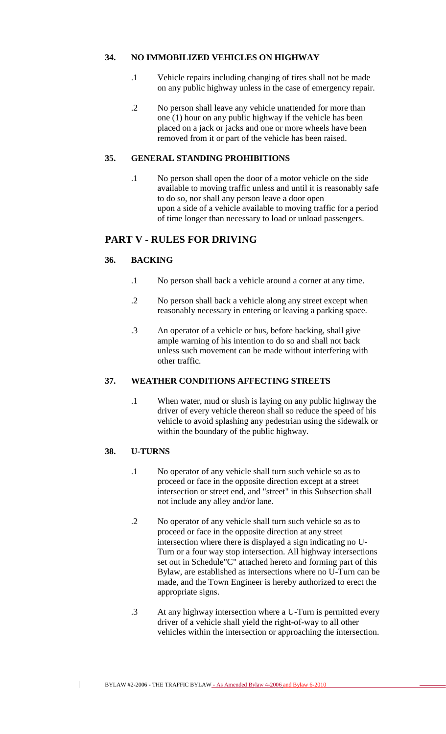### 34. NO IMMOBILIZED VEHICLES ON HIGHWAY

.1 Vehicle repairs including changing of tires shall not be made on any public highway unless in the case of emergency repair.

.2 No person shall leave any vehicle unattended for more than one (1) hour on any public highway if the vehicle has been placed on a jack or jacks and one or more wheels have been removed from it or part of the vehicle has been raised.

### 35. GENERAL STANDING PROHIBITIONS

.1 No person shall open the door of a motor vehicle on the side available to moving traffic unless and until it is reasonably safe to do so, nor shall any person leave a door open upon a side of a vehicle available to moving traffic for a period of time longer than necessary to load or unload passengers.

## PART V - RULES FOR DRIVING

### 36. BACKING

.1 No person shall back a vehicle around a corner at any time.

.2 No person shall back a vehicle along any street except when reasonably necessary in entering or leaving a parking space.

.3 An operator of a vehicle or bus, before backing, shall give ample warning of his intention to do so and shall not back unless such movement can be made without interfering with other traffic.

### 37. WEATHER CONDITIONS AFFECTING STREETS

.1 When water, mud or slush is laying on any public highway the driver of every vehicle thereon shall so reduce the speed of his vehicle to avoid splashing any pedestrian using the sidewalk or within the boundary of the public highway.

### 38. U-TURNS

.1 No operator of any vehicle shall turn such vehicle so as to proceed or face in the opposite direction except at a street intersection or street end, and "street" in this Subsection shall not include any alley and/or lane.

.2 No operator of any vehicle shall turn such vehicle so as to proceed or face in the opposite direction at any street intersection where there is displayed a sign indicating no U-Turn or a four way stop intersection. All highway intersections set out in Schedule"C" attached hereto and forming part of this Bylaw, are established as intersections where no U-Turn can be made, and the Town Engineer is hereby authorized to erect the appropriate signs.

.3 At any highway intersection where a U-Turn is permitted every driver of a vehicle shall yield the right-of-way to all other vehicles within the intersection or approaching the intersection.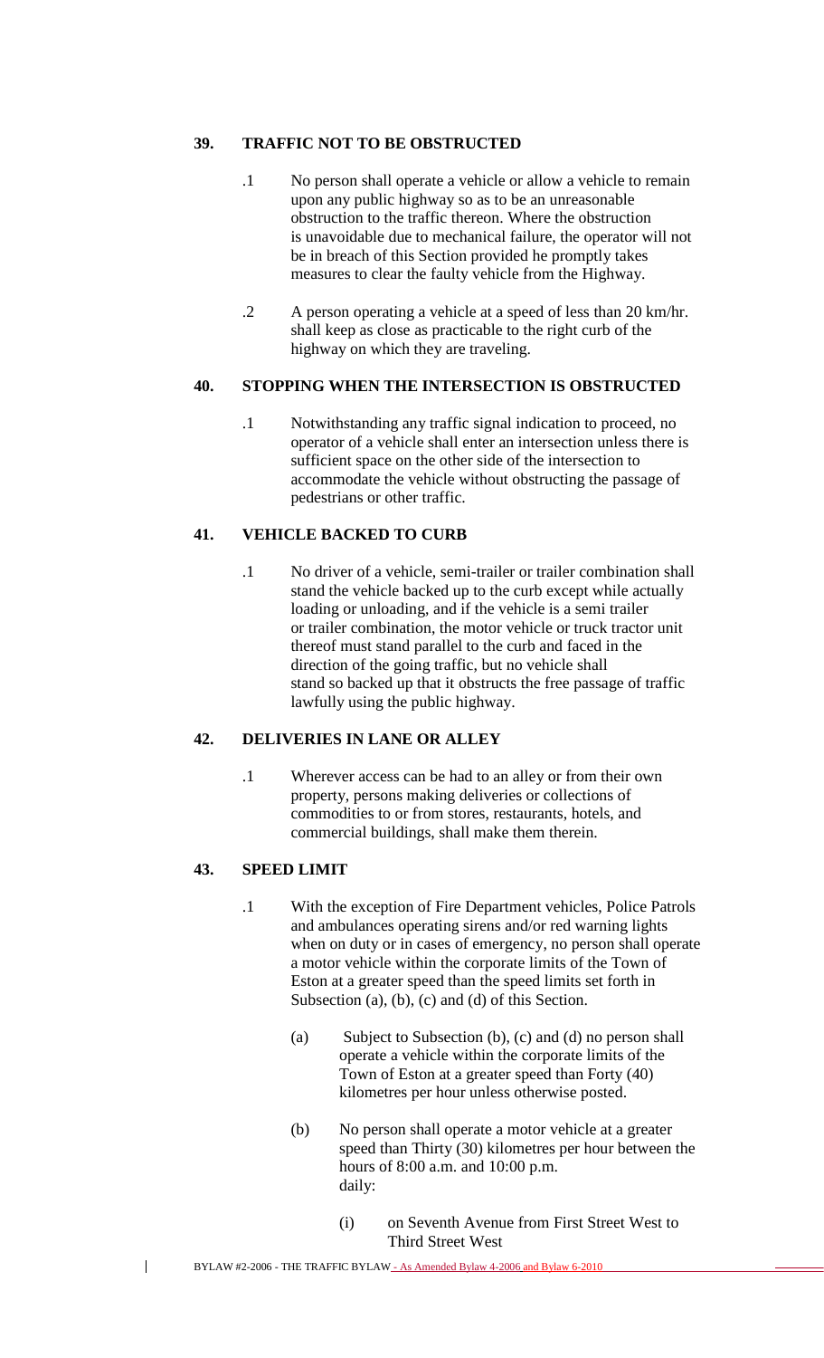## 39. TRAFFIC NOT TO BE OBSTRUCTED

.1 No person shall operate a vehicle or allow a vehicle to remain upon any public highway so as to be an unreasonable obstruction to the traffic thereon. Where the obstruction is unavoidable due to mechanical failure, the operator will not be in breach of this Section provided he promptly takes measures to clear the faulty vehicle from the Highway.

.2 A person operating a vehicle at a speed of less than 20 km/hr. shall keep as close as practicable to the right curb of the highway on which they are traveling.

## 40. STOPPING WHEN THE INTERSECTION IS OBSTRUCTED

.1 Notwithstanding any traffic signal indication to proceed, no operator of a vehicle shall enter an intersection unless there is sufficient space on the other side of the intersection to accommodate the vehicle without obstructing the passage of pedestrians or other traffic.

## 41. VEHICLE BACKED TO CURB

.1 No driver of a vehicle, semi-trailer or trailer combination shall stand the vehicle backed up to the curb except while actually loading or unloading, and if the vehicle is a semi trailer or trailer combination, the motor vehicle or truck tractor unit thereof must stand parallel to the curb and faced in the direction of the going traffic, but no vehicle shall stand so backed up that it obstructs the free passage of traffic lawfully using the public highway.

## 42. DELIVERIES IN LANE OR ALLEY

.1 Wherever access can be had to an alley or from their own property, persons making deliveries or collections of commodities to or from stores, restaurants, hotels, and commercial buildings, shall make them therein.

## 43. SPEED LIMIT

.1 With the exception of Fire Department vehicles, Police Patrols and ambulances operating sirens and/or red warning lights when on duty or in cases of emergency, no person shall operate a motor vehicle within the corporate limits of the Town of Eston at a greater speed than the speed limits set forth in Subsection (a), (b), (c) and (d) of this Section.

(a) Subject to Subsection (b), (c) and (d) no person shall operate a vehicle within the corporate limits of the Town of Eston at a greater speed than Forty (40) kilometres per hour unless otherwise posted.

(b) No person shall operate a motor vehicle at a greater speed than Thirty (30) kilometres per hour between the hours of 8:00 a.m. and 10:00 p.m. daily:

(i) on Seventh Avenue from First Street West to Third Street West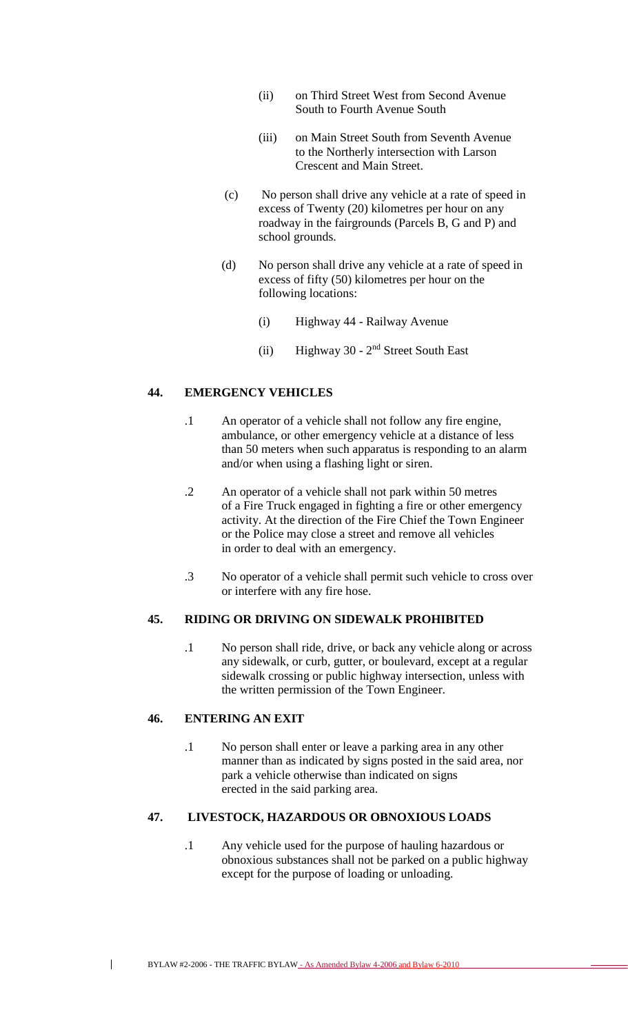(ii) on Third Street West from Second Avenue South to Fourth Avenue South

(iii) on Main Street South from Seventh Avenue to the Northerly intersection with Larson Crescent and Main Street.

(c) No person shall drive any vehicle at a rate of speed in excess of Twenty (20) kilometres per hour on any roadway in the fairgrounds (Parcels B, G and P) and school grounds.

(d) No person shall drive any vehicle at a rate of speed in excess of fifty (50) kilometres per hour on the following locations:

(i) Highway 44 - Railway Avenue

(ii) Highway 30 - 2nd Street South East

## 44. EMERGENCY VEHICLES

.1 An operator of a vehicle shall not follow any fire engine, ambulance, or other emergency vehicle at a distance of less than 50 meters when such apparatus is responding to an alarm and/or when using a flashing light or siren.

.2 An operator of a vehicle shall not park within 50 metres of a Fire Truck engaged in fighting a fire or other emergency activity. At the direction of the Fire Chief the Town Engineer or the Police may close a street and remove all vehicles in order to deal with an emergency.

.3 No operator of a vehicle shall permit such vehicle to cross over or interfere with any fire hose.

## 45. RIDING OR DRIVING ON SIDEWALK PROHIBITED

.1 No person shall ride, drive, or back any vehicle along or across any sidewalk, or curb, gutter, or boulevard, except at a regular sidewalk crossing or public highway intersection, unless with the written permission of the Town Engineer.

## 46. ENTERING AN EXIT

.1 No person shall enter or leave a parking area in any other manner than as indicated by signs posted in the said area, nor park a vehicle otherwise than indicated on signs erected in the said parking area.

## 47. LIVESTOCK, HAZARDOUS OR OBNOXIOUS LOADS

.1 Any vehicle used for the purpose of hauling hazardous or obnoxious substances shall not be parked on a public highway except for the purpose of loading or unloading.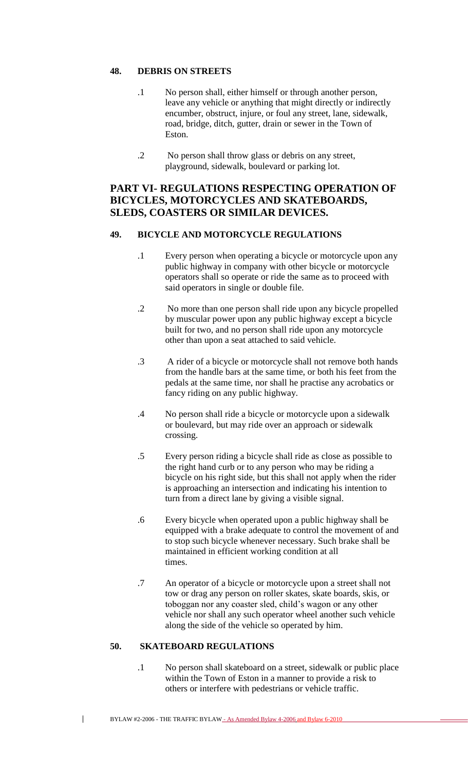## 48. DEBRIS ON STREETS

.1 No person shall, either himself or through another person, leave any vehicle or anything that might directly or indirectly encumber, obstruct, injure, or foul any street, lane, sidewalk, road, bridge, ditch, gutter, drain or sewer in the Town of Eston.

.2 No person shall throw glass or debris on any street, playground, sidewalk, boulevard or parking lot.

# PART VI- REGULATIONS RESPECTING OPERATION OF BICYCLES, MOTORCYCLES AND SKATEBOARDS, SLEDS, COASTERS OR SIMILAR DEVICES.

## 49. BICYCLE AND MOTORCYCLE REGULATIONS

.1 Every person when operating a bicycle or motorcycle upon any public highway in company with other bicycle or motorcycle operators shall so operate or ride the same as to proceed with said operators in single or double file.

.2 No more than one person shall ride upon any bicycle propelled by muscular power upon any public highway except a bicycle built for two, and no person shall ride upon any motorcycle other than upon a seat attached to said vehicle.

.3 A rider of a bicycle or motorcycle shall not remove both hands from the handle bars at the same time, or both his feet from the pedals at the same time, nor shall he practise any acrobatics or fancy riding on any public highway.

.4 No person shall ride a bicycle or motorcycle upon a sidewalk or boulevard, but may ride over an approach or sidewalk crossing.

.5 Every person riding a bicycle shall ride as close as possible to the right hand curb or to any person who may be riding a bicycle on his right side, but this shall not apply when the rider is approaching an intersection and indicating his intention to turn from a direct lane by giving a visible signal.

.6 Every bicycle when operated upon a public highway shall be equipped with a brake adequate to control the movement of and to stop such bicycle whenever necessary. Such brake shall be maintained in efficient working condition at all times.

.7 An operator of a bicycle or motorcycle upon a street shall not tow or drag any person on roller skates, skate boards, skis, or toboggan nor any coaster sled, child's wagon or any other vehicle nor shall any such operator wheel another such vehicle along the side of the vehicle so operated by him.

## 50. SKATEBOARD REGULATIONS

.1 No person shall skateboard on a street, sidewalk or public place within the Town of Eston in a manner to provide a risk to others or interfere with pedestrians or vehicle traffic.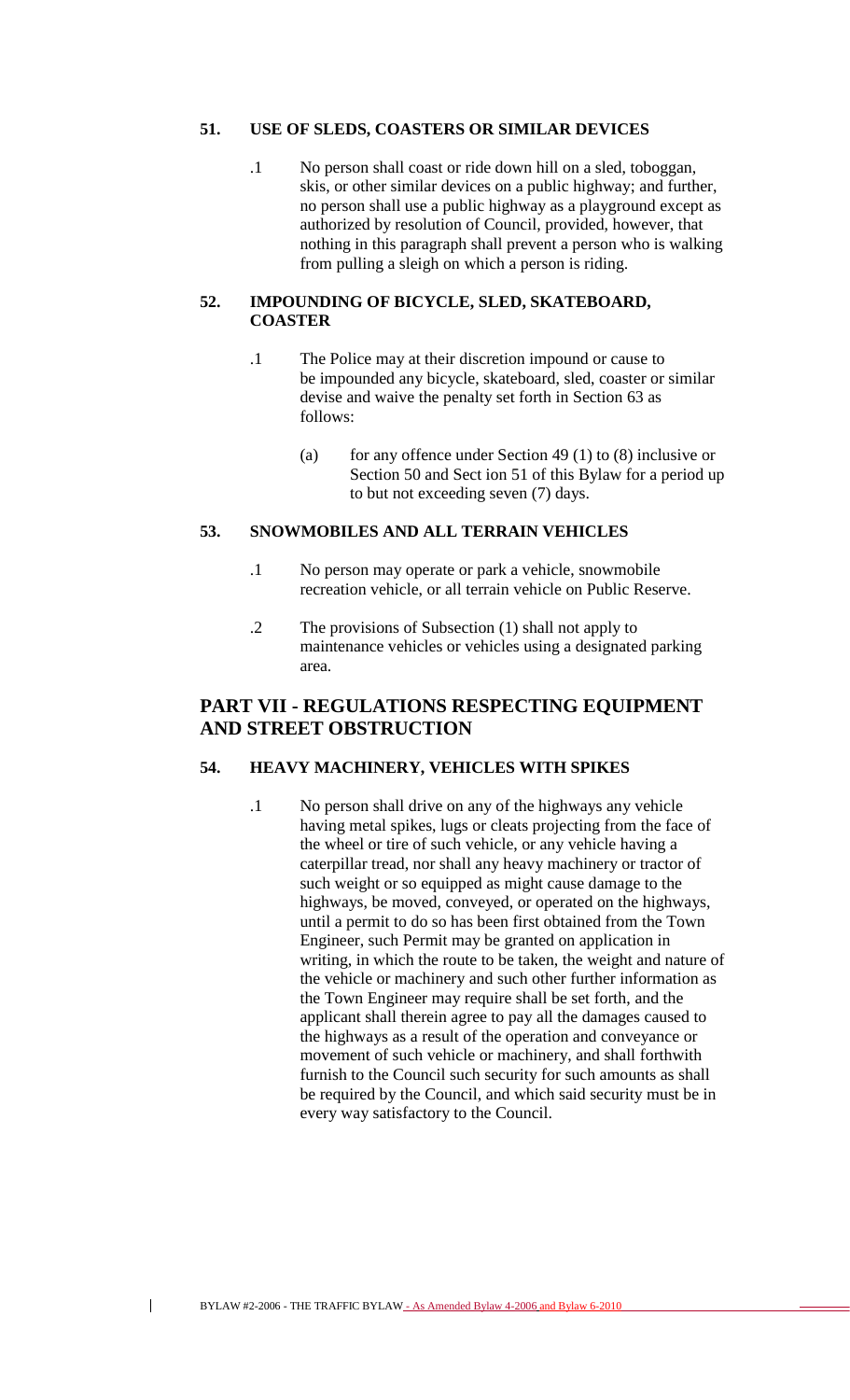### 51. USE OF SLEDS, COASTERS OR SIMILAR DEVICES

.1 No person shall coast or ride down hill on a sled, toboggan, skis, or other similar devices on a public highway; and further, no person shall use a public highway as a playground except as authorized by resolution of Council, provided, however, that nothing in this paragraph shall prevent a person who is walking from pulling a sleigh on which a person is riding.

### 52. IMPOUNDING OF BICYCLE, SLED, SKATEBOARD, COASTER

.1 The Police may at their discretion impound or cause to be impounded any bicycle, skateboard, sled, coaster or similar devise and waive the penalty set forth in Section 63 as follows:

(a) for any offence under Section 49 (1) to (8) inclusive or Section 50 and Sect ion 51 of this Bylaw for a period up to but not exceeding seven (7) days.

### 53. SNOWMOBILES AND ALL TERRAIN VEHICLES

.1 No person may operate or park a vehicle, snowmobile recreation vehicle, or all terrain vehicle on Public Reserve.

.2 The provisions of Subsection (1) shall not apply to maintenance vehicles or vehicles using a designated parking area.

## PART VII - REGULATIONS RESPECTING EQUIPMENT AND STREET OBSTRUCTION

### 54. HEAVY MACHINERY, VEHICLES WITH SPIKES

.1 No person shall drive on any of the highways any vehicle having metal spikes, lugs or cleats projecting from the face of the wheel or tire of such vehicle, or any vehicle having a caterpillar tread, nor shall any heavy machinery or tractor of such weight or so equipped as might cause damage to the highways, be moved, conveyed, or operated on the highways, until a permit to do so has been first obtained from the Town Engineer, such Permit may be granted on application in writing, in which the route to be taken, the weight and nature of the vehicle or machinery and such other further information as the Town Engineer may require shall be set forth, and the applicant shall therein agree to pay all the damages caused to the highways as a result of the operation and conveyance or movement of such vehicle or machinery, and shall forthwith furnish to the Council such security for such amounts as shall be required by the Council, and which said security must be in every way satisfactory to the Council.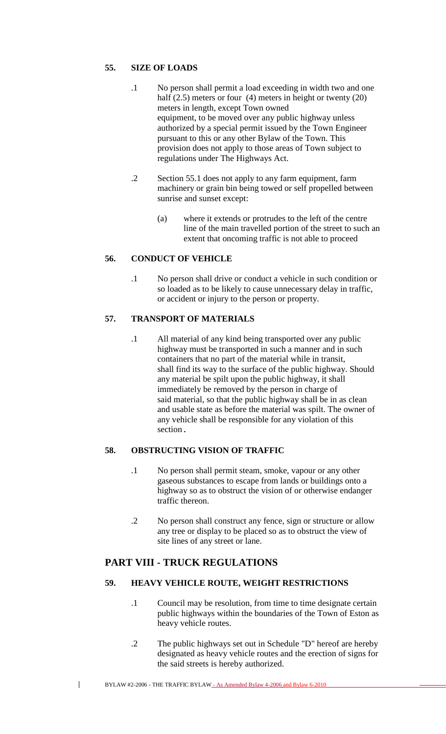### 55. SIZE OF LOADS

.1 No person shall permit a load exceeding in width two and one half (2.5) meters or four (4) meters in height or twenty (20) meters in length, except Town owned equipment, to be moved over any public highway unless authorized by a special permit issued by the Town Engineer pursuant to this or any other Bylaw of the Town. This provision does not apply to those areas of Town subject to regulations under The Highways Act.

.2 Section 55.1 does not apply to any farm equipment, farm machinery or grain bin being towed or self propelled between sunrise and sunset except:

(a) where it extends or protrudes to the left of the centre line of the main travelled portion of the street to such an extent that oncoming traffic is not able to proceed

### 56. CONDUCT OF VEHICLE

.1 No person shall drive or conduct a vehicle in such condition or so loaded as to be likely to cause unnecessary delay in traffic, or accident or injury to the person or property.

### 57. TRANSPORT OF MATERIALS

.1 All material of any kind being transported over any public highway must be transported in such a manner and in such containers that no part of the material while in transit, shall find its way to the surface of the public highway. Should any material be spilt upon the public highway, it shall immediately be removed by the person in charge of said material, so that the public highway shall be in as clean and usable state as before the material was spilt. The owner of any vehicle shall be responsible for any violation of this section.

### 58. OBSTRUCTING VISION OF TRAFFIC

.1 No person shall permit steam, smoke, vapour or any other gaseous substances to escape from lands or buildings onto a highway so as to obstruct the vision of or otherwise endanger traffic thereon.

.2 No person shall construct any fence, sign or structure or allow any tree or display to be placed so as to obstruct the view of site lines of any street or lane.

## PART VIII - TRUCK REGULATIONS

### 59. HEAVY VEHICLE ROUTE, WEIGHT RESTRICTIONS

.1 Council may be resolution, from time to time designate certain public highways within the boundaries of the Town of Eston as heavy vehicle routes.

.2 The public highways set out in Schedule "D" hereof are hereby designated as heavy vehicle routes and the erection of signs for the said streets is hereby authorized.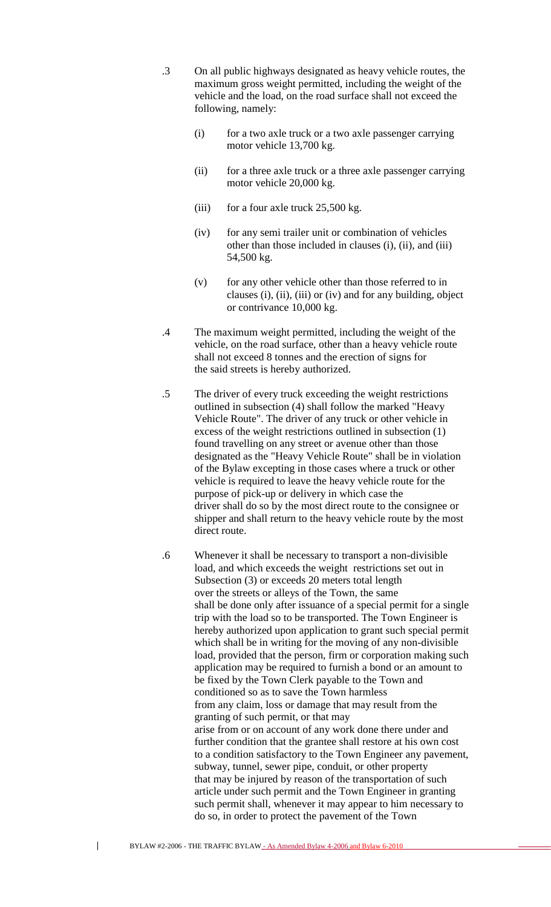.3 On all public highways designated as heavy vehicle routes, the maximum gross weight permitted, including the weight of the vehicle and the load, on the road surface shall not exceed the following, namely:

(i) for a two axle truck or a two axle passenger carrying motor vehicle 13,700 kg.

(ii) for a three axle truck or a three axle passenger carrying motor vehicle 20,000 kg.

(iii) for a four axle truck 25,500 kg.

(iv) for any semi trailer unit or combination of vehicles other than those included in clauses (i), (ii), and (iii) 54,500 kg.

(v) for any other vehicle other than those referred to in clauses (i), (ii), (iii) or (iv) and for any building, object or contrivance 10,000 kg.

.4 The maximum weight permitted, including the weight of the vehicle, on the road surface, other than a heavy vehicle route shall not exceed 8 tonnes and the erection of signs for the said streets is hereby authorized.

.5 The driver of every truck exceeding the weight restrictions outlined in subsection (4) shall follow the marked "Heavy Vehicle Route". The driver of any truck or other vehicle in excess of the weight restrictions outlined in subsection (1) found travelling on any street or avenue other than those designated as the "Heavy Vehicle Route" shall be in violation of the Bylaw excepting in those cases where a truck or other vehicle is required to leave the heavy vehicle route for the purpose of pick-up or delivery in which case the driver shall do so by the most direct route to the consignee or shipper and shall return to the heavy vehicle route by the most direct route.

.6 Whenever it shall be necessary to transport a non-divisible load, and which exceeds the weight restrictions set out in Subsection (3) or exceeds 20 meters total length over the streets or alleys of the Town, the same shall be done only after issuance of a special permit for a single trip with the load so to be transported. The Town Engineer is hereby authorized upon application to grant such special permit which shall be in writing for the moving of any non-divisible load, provided that the person, firm or corporation making such application may be required to furnish a bond or an amount to be fixed by the Town Clerk payable to the Town and conditioned so as to save the Town harmless from any claim, loss or damage that may result from the granting of such permit, or that may arise from or on account of any work done there under and further condition that the grantee shall restore at his own cost to a condition satisfactory to the Town Engineer any pavement, subway, tunnel, sewer pipe, conduit, or other property that may be injured by reason of the transportation of such article under such permit and the Town Engineer in granting such permit shall, whenever it may appear to him necessary to do so, in order to protect the pavement of the Town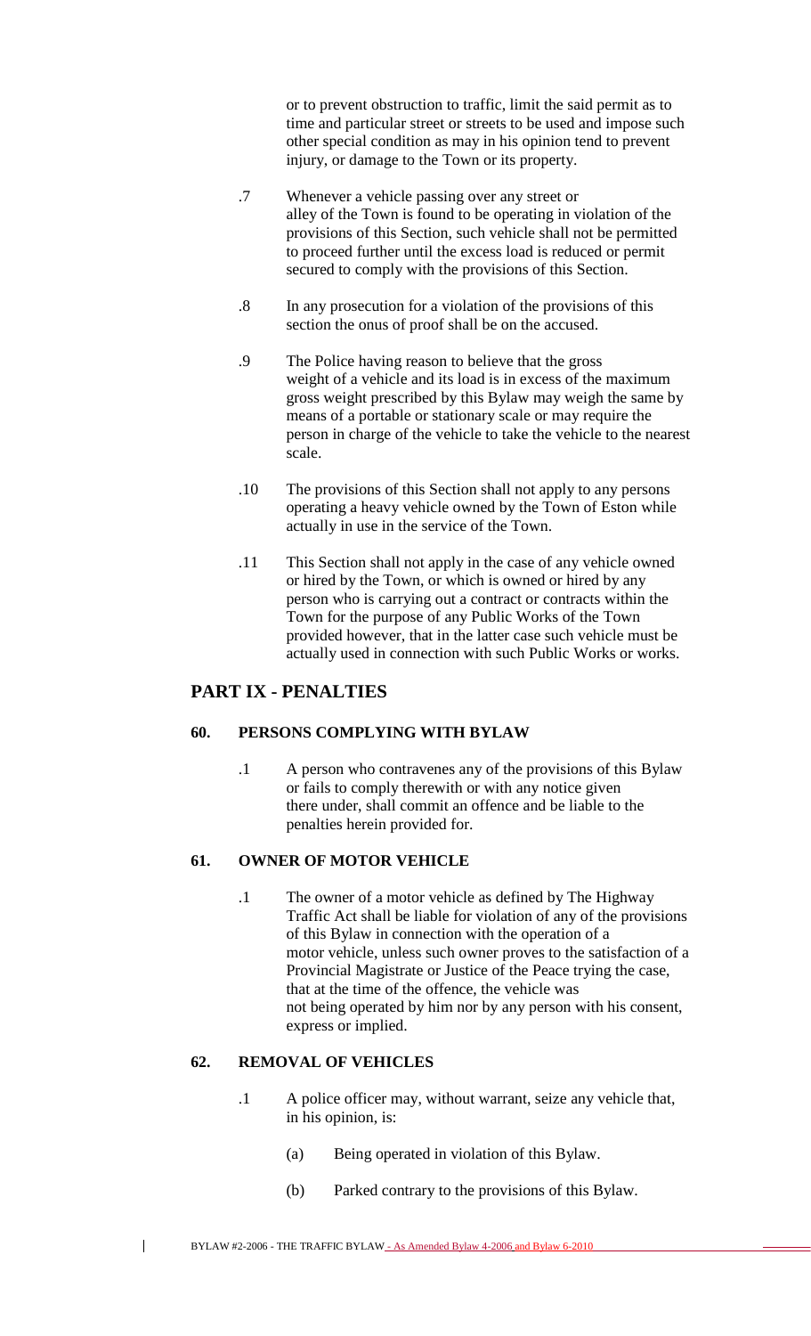or to prevent obstruction to traffic, limit the said permit as to time and particular street or streets to be used and impose such other special condition as may in his opinion tend to prevent injury, or damage to the Town or its property.

.7 Whenever a vehicle passing over any street or alley of the Town is found to be operating in violation of the provisions of this Section, such vehicle shall not be permitted to proceed further until the excess load is reduced or permit secured to comply with the provisions of this Section.

.8 In any prosecution for a violation of the provisions of this section the onus of proof shall be on the accused.

.9 The Police having reason to believe that the gross weight of a vehicle and its load is in excess of the maximum gross weight prescribed by this Bylaw may weigh the same by means of a portable or stationary scale or may require the person in charge of the vehicle to take the vehicle to the nearest scale.

.10 The provisions of this Section shall not apply to any persons operating a heavy vehicle owned by the Town of Eston while actually in use in the service of the Town.

.11 This Section shall not apply in the case of any vehicle owned or hired by the Town, or which is owned or hired by any person who is carrying out a contract or contracts within the Town for the purpose of any Public Works of the Town provided however, that in the latter case such vehicle must be actually used in connection with such Public Works or works.

## PART IX - PENALTIES

### 60. PERSONS COMPLYING WITH BYLAW

.1 A person who contravenes any of the provisions of this Bylaw or fails to comply therewith or with any notice given there under, shall commit an offence and be liable to the penalties herein provided for.

### 61. OWNER OF MOTOR VEHICLE

.1 The owner of a motor vehicle as defined by The Highway Traffic Act shall be liable for violation of any of the provisions of this Bylaw in connection with the operation of a motor vehicle, unless such owner proves to the satisfaction of a Provincial Magistrate or Justice of the Peace trying the case, that at the time of the offence, the vehicle was not being operated by him nor by any person with his consent, express or implied.

### 62. REMOVAL OF VEHICLES

.1 A police officer may, without warrant, seize any vehicle that, in his opinion, is:

(a) Being operated in violation of this Bylaw.

(b) Parked contrary to the provisions of this Bylaw.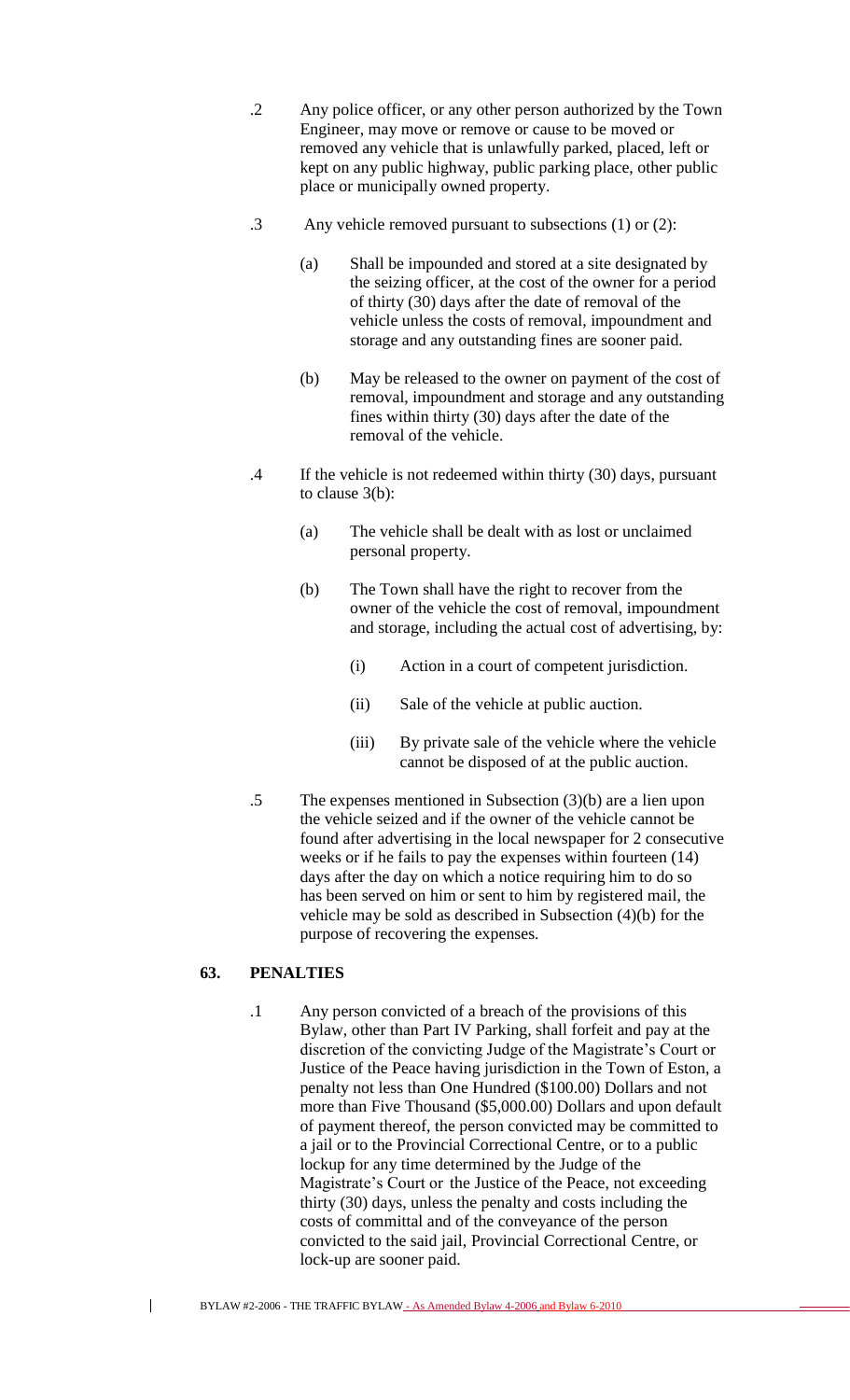.2 Any police officer, or any other person authorized by the Town Engineer, may move or remove or cause to be moved or removed any vehicle that is unlawfully parked, placed, left or kept on any public highway, public parking place, other public place or municipally owned property.

.3 Any vehicle removed pursuant to subsections (1) or (2):

(a) Shall be impounded and stored at a site designated by the seizing officer, at the cost of the owner for a period of thirty (30) days after the date of removal of the vehicle unless the costs of removal, impoundment and storage and any outstanding fines are sooner paid.

(b) May be released to the owner on payment of the cost of removal, impoundment and storage and any outstanding fines within thirty (30) days after the date of the removal of the vehicle.

.4 If the vehicle is not redeemed within thirty (30) days, pursuant to clause 3(b):

(a) The vehicle shall be dealt with as lost or unclaimed personal property.

(b) The Town shall have the right to recover from the owner of the vehicle the cost of removal, impoundment and storage, including the actual cost of advertising, by:

(i) Action in a court of competent jurisdiction.

(ii) Sale of the vehicle at public auction.

(iii) By private sale of the vehicle where the vehicle cannot be disposed of at the public auction.

.5 The expenses mentioned in Subsection (3)(b) are a lien upon the vehicle seized and if the owner of the vehicle cannot be found after advertising in the local newspaper for 2 consecutive weeks or if he fails to pay the expenses within fourteen (14) days after the day on which a notice requiring him to do so has been served on him or sent to him by registered mail, the vehicle may be sold as described in Subsection (4)(b) for the purpose of recovering the expenses.

## 63. PENALTIES

.1 Any person convicted of a breach of the provisions of this Bylaw, other than Part IV Parking, shall forfeit and pay at the discretion of the convicting Judge of the Magistrate's Court or Justice of the Peace having jurisdiction in the Town of Eston, a penalty not less than One Hundred ($100.00) Dollars and not more than Five Thousand ($5,000.00) Dollars and upon default of payment thereof, the person convicted may be committed to a jail or to the Provincial Correctional Centre, or to a public lockup for any time determined by the Judge of the Magistrate's Court or the Justice of the Peace, not exceeding thirty (30) days, unless the penalty and costs including the costs of committal and of the conveyance of the person convicted to the said jail, Provincial Correctional Centre, or lock-up are sooner paid.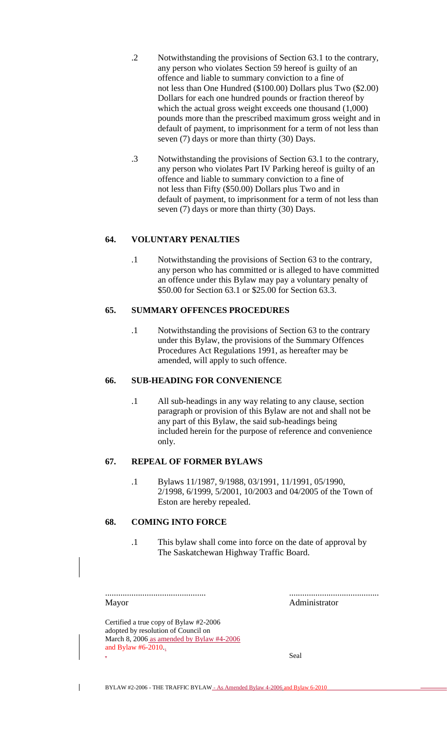.2 Notwithstanding the provisions of Section 63.1 to the contrary, any person who violates Section 59 hereof is guilty of an offence and liable to summary conviction to a fine of not less than One Hundred ($100.00) Dollars plus Two ($2.00) Dollars for each one hundred pounds or fraction thereof by which the actual gross weight exceeds one thousand (1,000) pounds more than the prescribed maximum gross weight and in default of payment, to imprisonment for a term of not less than seven (7) days or more than thirty (30) Days.

.3 Notwithstanding the provisions of Section 63.1 to the contrary, any person who violates Part IV Parking hereof is guilty of an offence and liable to summary conviction to a fine of not less than Fifty ($50.00) Dollars plus Two and in default of payment, to imprisonment for a term of not less than seven (7) days or more than thirty (30) Days.

## 64. VOLUNTARY PENALTIES

.1 Notwithstanding the provisions of Section 63 to the contrary, any person who has committed or is alleged to have committed an offence under this Bylaw may pay a voluntary penalty of $50.00 for Section 63.1 or $25.00 for Section 63.3.

## 65. SUMMARY OFFENCES PROCEDURES

.1 Notwithstanding the provisions of Section 63 to the contrary under this Bylaw, the provisions of the Summary Offences Procedures Act Regulations 1991, as hereafter may be amended, will apply to such offence.

## 66. SUB-HEADING FOR CONVENIENCE

.1 All sub-headings in any way relating to any clause, section paragraph or provision of this Bylaw are not and shall not be any part of this Bylaw, the said sub-headings being included herein for the purpose of reference and convenience only.

## 67. REPEAL OF FORMER BYLAWS

.1 Bylaws 11/1987, 9/1988, 03/1991, 11/1991, 05/1990, 2/1998, 6/1999, 5/2001, 10/2003 and 04/2005 of the Town of Eston are hereby repealed.

## 68. COMING INTO FORCE

.1 This bylaw shall come into force on the date of approval by The Saskatchewan Highway Traffic Board.

............................................ ........................................

Mayor Administrator

Certified a true copy of Bylaw #2-2006 adopted by resolution of Council on March 8, 2006 as amended by Bylaw #4-2006 and Bylaw #6-2010..

Seal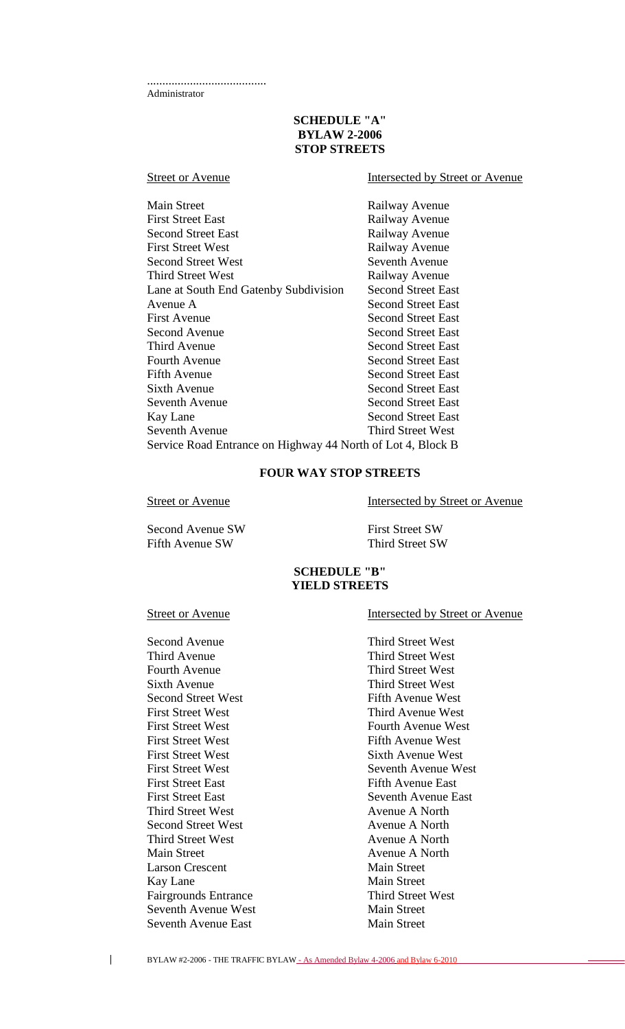.......................................
Administrator

**SCHEDULE "A"**
**BYLAW 2-2006**
**STOP STREETS**

| Street or Avenue | Intersected by Street or Avenue |
|---|---|
| Main Street | Railway Avenue |
| First Street East | Railway Avenue |
| Second Street East | Railway Avenue |
| First Street West | Railway Avenue |
| Second Street West | Seventh Avenue |
| Third Street West | Railway Avenue |
| Lane at South End Gatenby Subdivision | Second Street East |
| Avenue A | Second Street East |
| First Avenue | Second Street East |
| Second Avenue | Second Street East |
| Third Avenue | Second Street East |
| Fourth Avenue | Second Street East |
| Fifth Avenue | Second Street East |
| Sixth Avenue | Second Street East |
| Seventh Avenue | Second Street East |
| Kay Lane | Second Street East |
| Seventh Avenue | Third Street West |
| Service Road Entrance on Highway 44 North of Lot 4, Block B | |

**FOUR WAY STOP STREETS**

| Street or Avenue | Intersected by Street or Avenue |
|---|---|
| Second Avenue SW | First Street SW |
| Fifth Avenue SW | Third Street SW |

**SCHEDULE "B"**
**YIELD STREETS**

| Street or Avenue | Intersected by Street or Avenue |
|---|---|
| Second Avenue | Third Street West |
| Third Avenue | Third Street West |
| Fourth Avenue | Third Street West |
| Sixth Avenue | Third Street West |
| Second Street West | Fifth Avenue West |
| First Street West | Third Avenue West |
| First Street West | Fourth Avenue West |
| First Street West | Fifth Avenue West |
| First Street West | Sixth Avenue West |
| First Street West | Seventh Avenue West |
| First Street East | Fifth Avenue East |
| First Street East | Seventh Avenue East |
| Third Street West | Avenue A North |
| Second Street West | Avenue A North |
| Third Street West | Avenue A North |
| Main Street | Avenue A North |
| Larson Crescent | Main Street |
| Kay Lane | Main Street |
| Fairgrounds Entrance | Third Street West |
| Seventh Avenue West | Main Street |
| Seventh Avenue East | Main Street |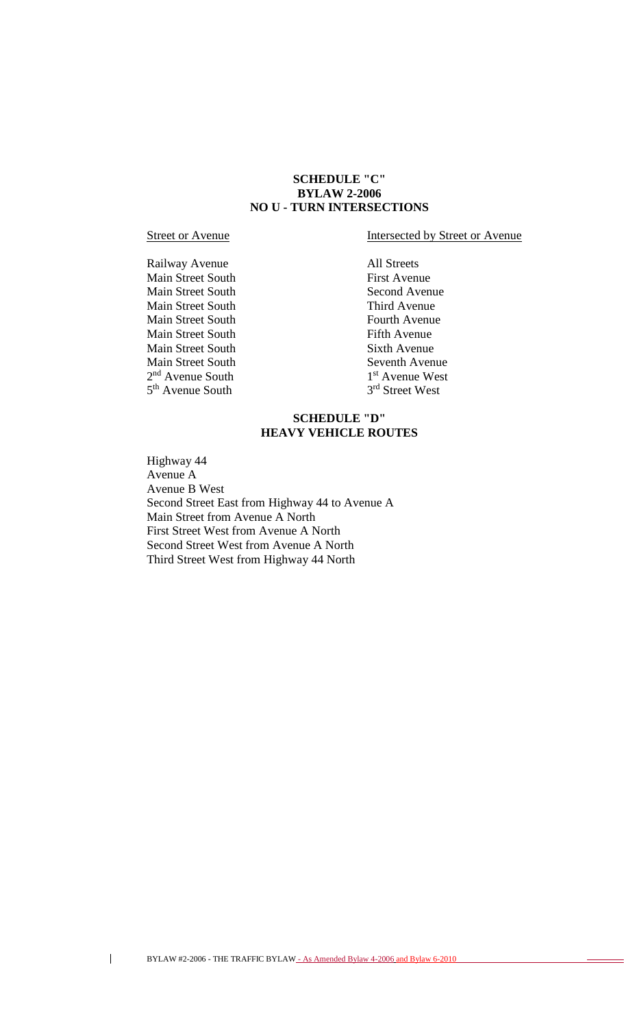## SCHEDULE "C"
## BYLAW 2-2006
## NO U - TURN INTERSECTIONS

| Street or Avenue | Intersected by Street or Avenue |
| --- | --- |
| Railway Avenue | All Streets |
| Main Street South | First Avenue |
| Main Street South | Second Avenue |
| Main Street South | Third Avenue |
| Main Street South | Fourth Avenue |
| Main Street South | Fifth Avenue |
| Main Street South | Sixth Avenue |
| Main Street South | Seventh Avenue |
| 2nd Avenue South | 1st Avenue West |
| 5th Avenue South | 3rd Street West |

## SCHEDULE "D"
## HEAVY VEHICLE ROUTES

Highway 44
Avenue A
Avenue B West
Second Street East from Highway 44 to Avenue A
Main Street from Avenue A North
First Street West from Avenue A North
Second Street West from Avenue A North
Third Street West from Highway 44 North